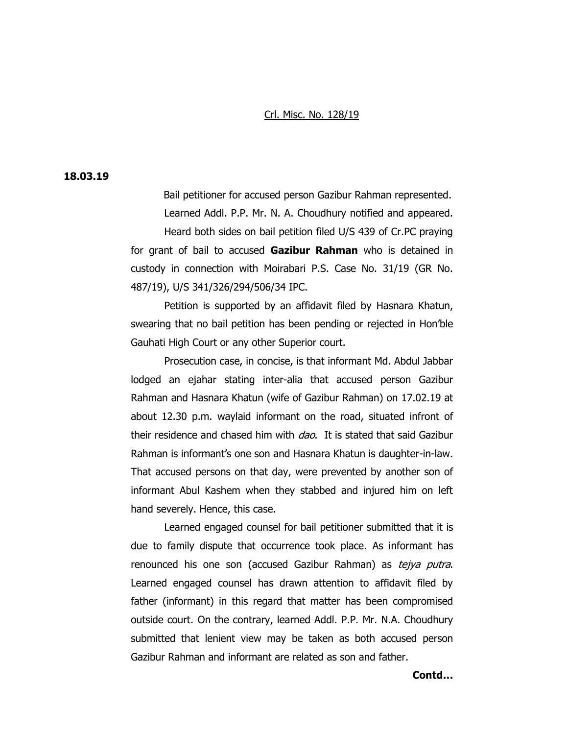<u>Crl. Misc. No. 128/19</u>

**18.03.19**

Bail petitioner for accused person Gazibur Rahman represented.

Learned Addl. P.P. Mr. N. A. Choudhury notified and appeared.

Heard both sides on bail petition filed U/S 439 of Cr.PC praying for grant of bail to accused **Gazibur Rahman** who is detained in custody in connection with Moirabari P.S. Case No. 31/19 (GR No. 487/19), U/S 341/326/294/506/34 IPC.

Petition is supported by an affidavit filed by Hasnara Khatun, swearing that no bail petition has been pending or rejected in Hon'ble Gauhati High Court or any other Superior court.

Prosecution case, in concise, is that informant Md. Abdul Jabbar lodged an ejahar stating inter-alia that accused person Gazibur Rahman and Hasnara Khatun (wife of Gazibur Rahman) on 17.02.19 at about 12.30 p.m. waylaid informant on the road, situated infront of their residence and chased him with *dao*. It is stated that said Gazibur Rahman is informant's one son and Hasnara Khatun is daughter-in-law. That accused persons on that day, were prevented by another son of informant Abul Kashem when they stabbed and injured him on left hand severely. Hence, this case.

Learned engaged counsel for bail petitioner submitted that it is due to family dispute that occurrence took place. As informant has renounced his one son (accused Gazibur Rahman) as *tejya putra*. Learned engaged counsel has drawn attention to affidavit filed by father (informant) in this regard that matter has been compromised outside court. On the contrary, learned Addl. P.P. Mr. N.A. Choudhury submitted that lenient view may be taken as both accused person Gazibur Rahman and informant are related as son and father.

**Contd…**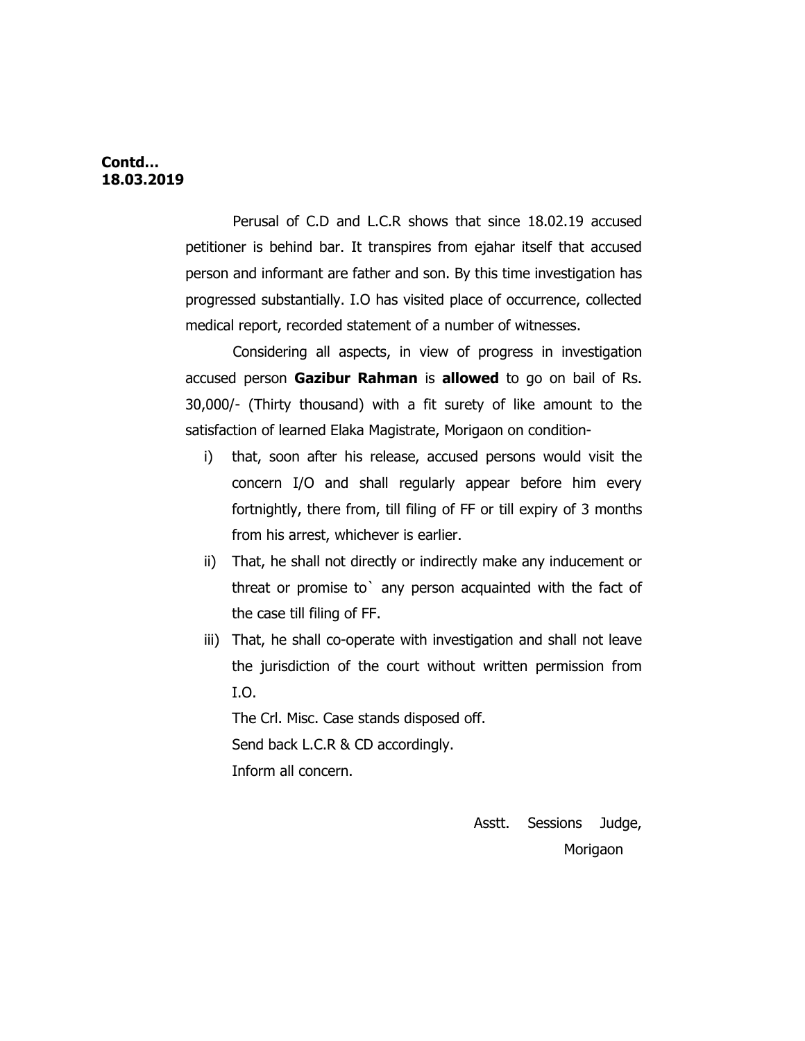**Contd…**
**18.03.2019**

Perusal of C.D and L.C.R shows that since 18.02.19 accused petitioner is behind bar. It transpires from ejahar itself that accused person and informant are father and son. By this time investigation has progressed substantially. I.O has visited place of occurrence, collected medical report, recorded statement of a number of witnesses.

Considering all aspects, in view of progress in investigation accused person **Gazibur Rahman** is **allowed** to go on bail of Rs. 30,000/- (Thirty thousand) with a fit surety of like amount to the satisfaction of learned Elaka Magistrate, Morigaon on condition-

i) that, soon after his release, accused persons would visit the concern I/O and shall regularly appear before him every fortnightly, there from, till filing of FF or till expiry of 3 months from his arrest, whichever is earlier.

ii) That, he shall not directly or indirectly make any inducement or threat or promise to` any person acquainted with the fact of the case till filing of FF.

iii) That, he shall co-operate with investigation and shall not leave the jurisdiction of the court without written permission from I.O.

The Crl. Misc. Case stands disposed off.

Send back L.C.R & CD accordingly.

Inform all concern.

Asstt. Sessions Judge,
Morigaon